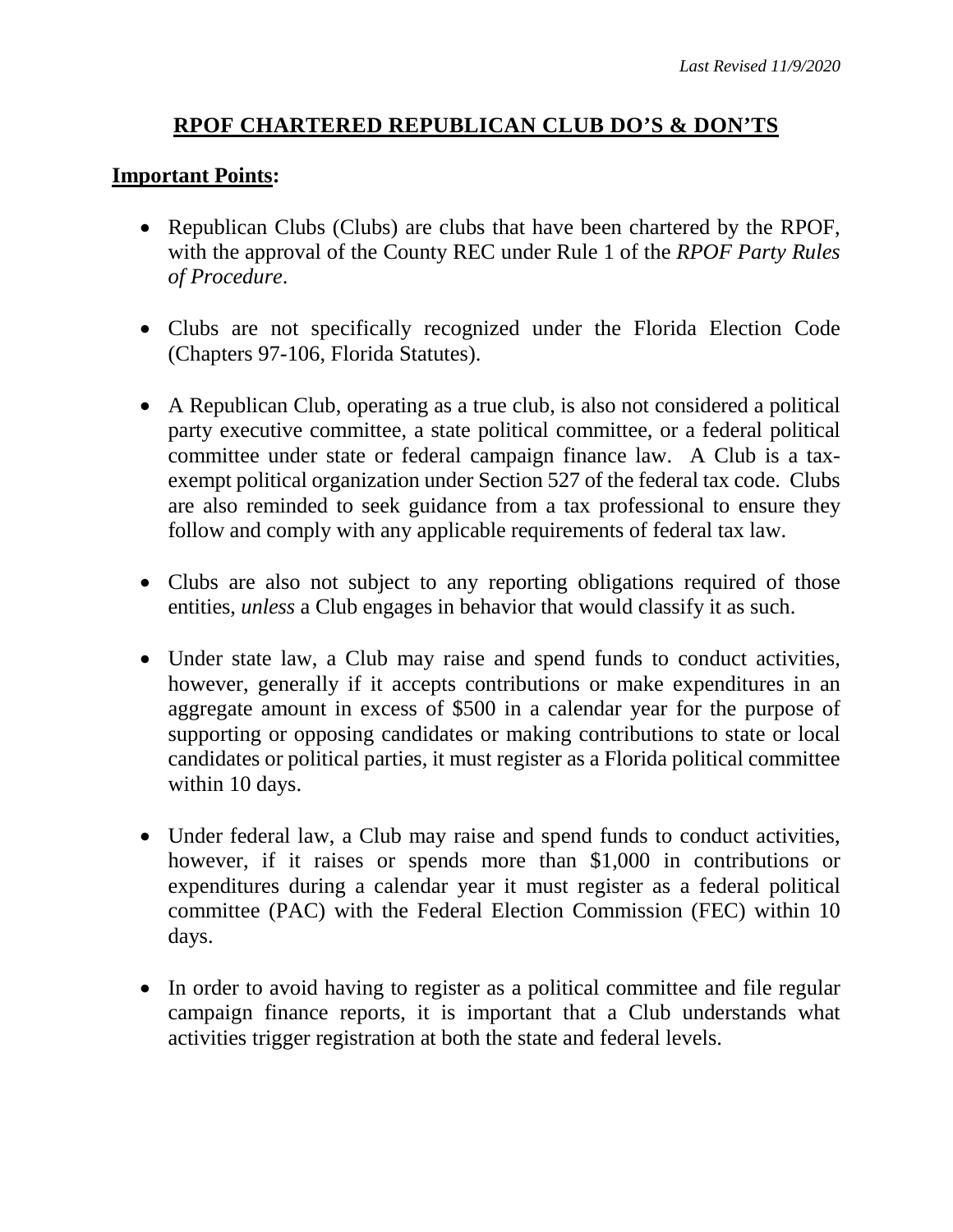*Last Revised 11/9/2020*

# RPOF CHARTERED REPUBLICAN CLUB DO'S & DON'TS

## Important Points:

- Republican Clubs (Clubs) are clubs that have been chartered by the RPOF, with the approval of the County REC under Rule 1 of the *RPOF Party Rules of Procedure*.

- Clubs are not specifically recognized under the Florida Election Code (Chapters 97-106, Florida Statutes).

- A Republican Club, operating as a true club, is also not considered a political party executive committee, a state political committee, or a federal political committee under state or federal campaign finance law. A Club is a tax-exempt political organization under Section 527 of the federal tax code. Clubs are also reminded to seek guidance from a tax professional to ensure they follow and comply with any applicable requirements of federal tax law.

- Clubs are also not subject to any reporting obligations required of those entities, *unless* a Club engages in behavior that would classify it as such.

- Under state law, a Club may raise and spend funds to conduct activities, however, generally if it accepts contributions or make expenditures in an aggregate amount in excess of $500 in a calendar year for the purpose of supporting or opposing candidates or making contributions to state or local candidates or political parties, it must register as a Florida political committee within 10 days.

- Under federal law, a Club may raise and spend funds to conduct activities, however, if it raises or spends more than $1,000 in contributions or expenditures during a calendar year it must register as a federal political committee (PAC) with the Federal Election Commission (FEC) within 10 days.

- In order to avoid having to register as a political committee and file regular campaign finance reports, it is important that a Club understands what activities trigger registration at both the state and federal levels.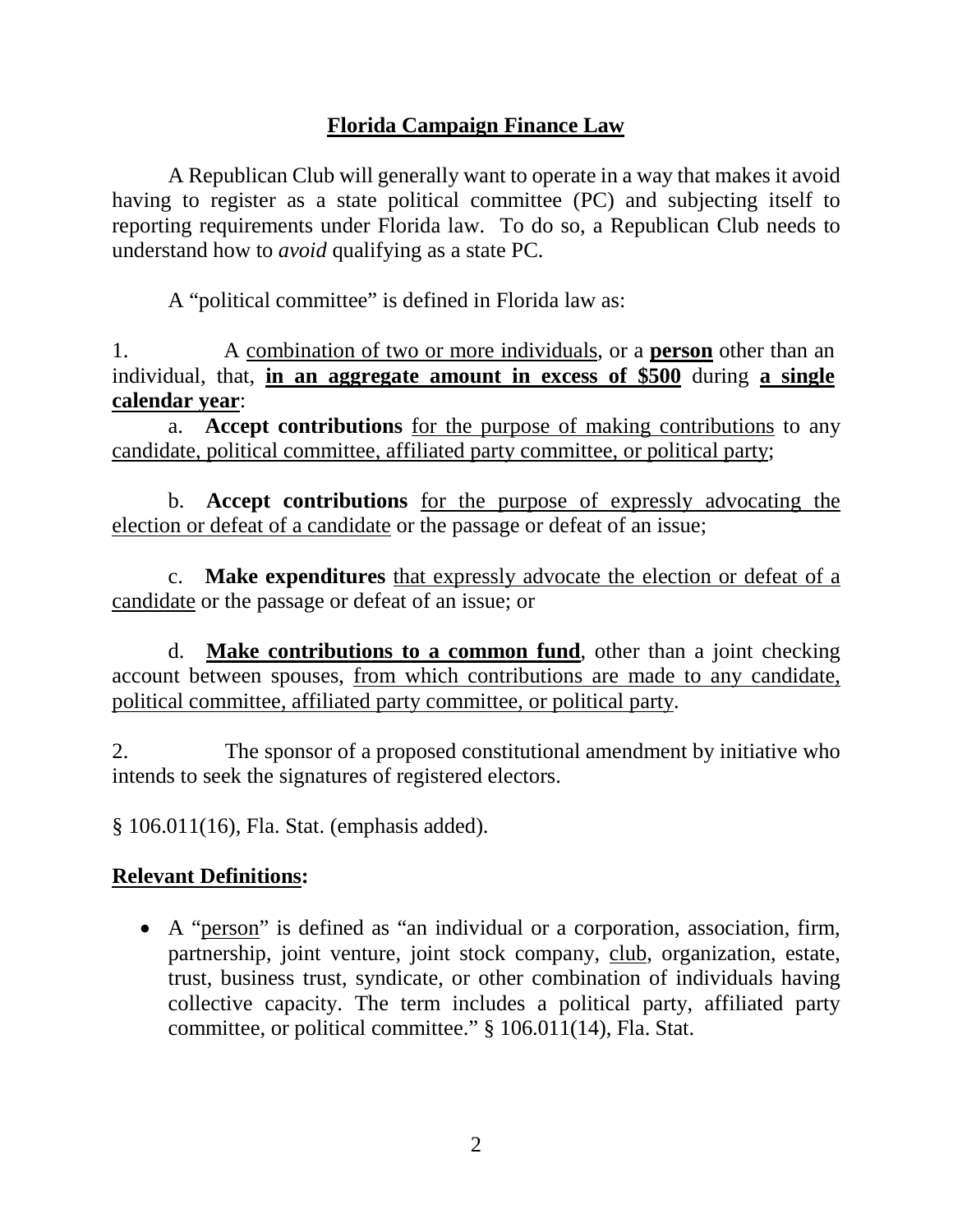## **Florida Campaign Finance Law**

A Republican Club will generally want to operate in a way that makes it avoid having to register as a state political committee (PC) and subjecting itself to reporting requirements under Florida law. To do so, a Republican Club needs to understand how to *avoid* qualifying as a state PC.

A "political committee" is defined in Florida law as:

1. A combination of two or more individuals, or a **person** other than an individual, that, **in an aggregate amount in excess of $500** during **a single calendar year**:

   a. **Accept contributions** for the purpose of making contributions to any candidate, political committee, affiliated party committee, or political party;

   b. **Accept contributions** for the purpose of expressly advocating the election or defeat of a candidate or the passage or defeat of an issue;

   c. **Make expenditures** that expressly advocate the election or defeat of a candidate or the passage or defeat of an issue; or

   d. **Make contributions to a common fund**, other than a joint checking account between spouses, from which contributions are made to any candidate, political committee, affiliated party committee, or political party.

2. The sponsor of a proposed constitutional amendment by initiative who intends to seek the signatures of registered electors.

§ 106.011(16), Fla. Stat. (emphasis added).

**Relevant Definitions:**

- A "person" is defined as "an individual or a corporation, association, firm, partnership, joint venture, joint stock company, club, organization, estate, trust, business trust, syndicate, or other combination of individuals having collective capacity. The term includes a political party, affiliated party committee, or political committee." § 106.011(14), Fla. Stat.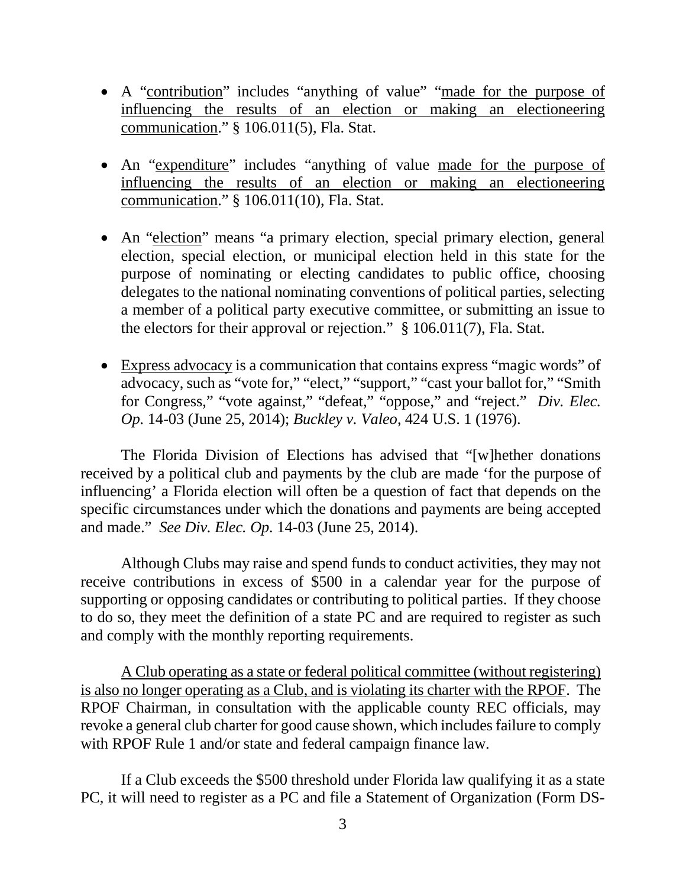- A "<u>contribution</u>" includes "anything of value" "<u>made for the purpose of influencing the results of an election or making an electioneering communication</u>." § 106.011(5), Fla. Stat.

- An "<u>expenditure</u>" includes "anything of value <u>made for the purpose of influencing the results of an election or making an electioneering communication</u>." § 106.011(10), Fla. Stat.

- An "<u>election</u>" means "a primary election, special primary election, general election, special election, or municipal election held in this state for the purpose of nominating or electing candidates to public office, choosing delegates to the national nominating conventions of political parties, selecting a member of a political party executive committee, or submitting an issue to the electors for their approval or rejection." § 106.011(7), Fla. Stat.

- <u>Express advocacy</u> is a communication that contains express "magic words" of advocacy, such as "vote for," "elect," "support," "cast your ballot for," "Smith for Congress," "vote against," "defeat," "oppose," and "reject." *Div. Elec. Op*. 14-03 (June 25, 2014); *Buckley v. Valeo*, 424 U.S. 1 (1976).

The Florida Division of Elections has advised that "[w]hether donations received by a political club and payments by the club are made 'for the purpose of influencing' a Florida election will often be a question of fact that depends on the specific circumstances under which the donations and payments are being accepted and made." *See Div. Elec. Op.* 14-03 (June 25, 2014).

Although Clubs may raise and spend funds to conduct activities, they may not receive contributions in excess of $500 in a calendar year for the purpose of supporting or opposing candidates or contributing to political parties. If they choose to do so, they meet the definition of a state PC and are required to register as such and comply with the monthly reporting requirements.

<u>A Club operating as a state or federal political committee (without registering) is also no longer operating as a Club, and is violating its charter with the RPOF</u>. The RPOF Chairman, in consultation with the applicable county REC officials, may revoke a general club charter for good cause shown, which includes failure to comply with RPOF Rule 1 and/or state and federal campaign finance law.

If a Club exceeds the $500 threshold under Florida law qualifying it as a state PC, it will need to register as a PC and file a Statement of Organization (Form DS-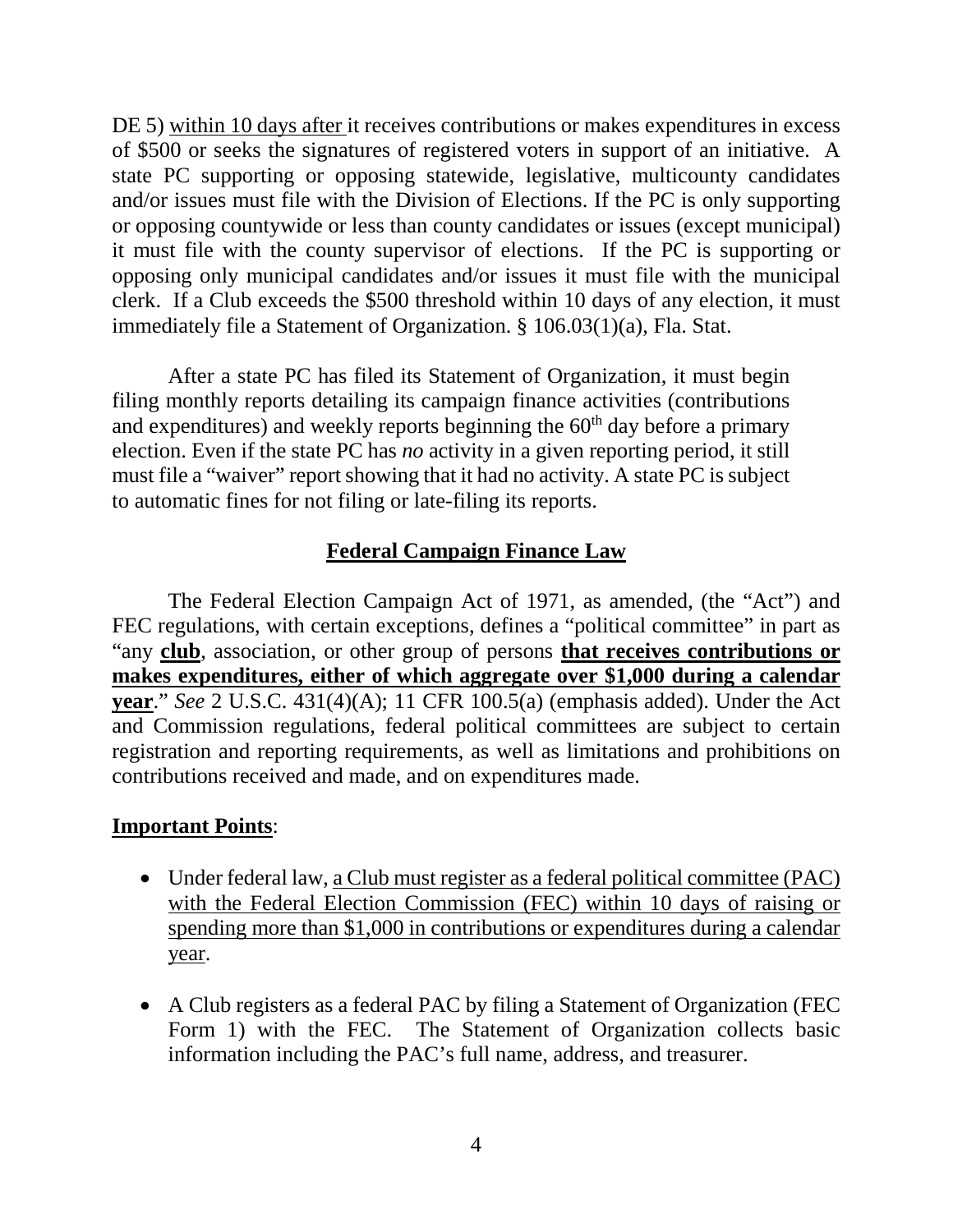DE 5) <u>within 10 days after</u> it receives contributions or makes expenditures in excess of $500 or seeks the signatures of registered voters in support of an initiative. A state PC supporting or opposing statewide, legislative, multicounty candidates and/or issues must file with the Division of Elections. If the PC is only supporting or opposing countywide or less than county candidates or issues (except municipal) it must file with the county supervisor of elections. If the PC is supporting or opposing only municipal candidates and/or issues it must file with the municipal clerk. If a Club exceeds the $500 threshold within 10 days of any election, it must immediately file a Statement of Organization. § 106.03(1)(a), Fla. Stat.

After a state PC has filed its Statement of Organization, it must begin filing monthly reports detailing its campaign finance activities (contributions and expenditures) and weekly reports beginning the 60th day before a primary election. Even if the state PC has *no* activity in a given reporting period, it still must file a "waiver" report showing that it had no activity. A state PC is subject to automatic fines for not filing or late-filing its reports.

## <u>**Federal Campaign Finance Law**</u>

The Federal Election Campaign Act of 1971, as amended, (the "Act") and FEC regulations, with certain exceptions, defines a "political committee" in part as "any <u>**club**</u>, association, or other group of persons <u>**that receives contributions or makes expenditures, either of which aggregate over $1,000 during a calendar year**</u>." *See* 2 U.S.C. 431(4)(A); 11 CFR 100.5(a) (emphasis added). Under the Act and Commission regulations, federal political committees are subject to certain registration and reporting requirements, as well as limitations and prohibitions on contributions received and made, and on expenditures made.

<u>**Important Points**</u>:

- Under federal law, <u>a Club must register as a federal political committee (PAC) with the Federal Election Commission (FEC) within 10 days of raising or spending more than $1,000 in contributions or expenditures during a calendar year</u>.
- A Club registers as a federal PAC by filing a Statement of Organization (FEC Form 1) with the FEC. The Statement of Organization collects basic information including the PAC's full name, address, and treasurer.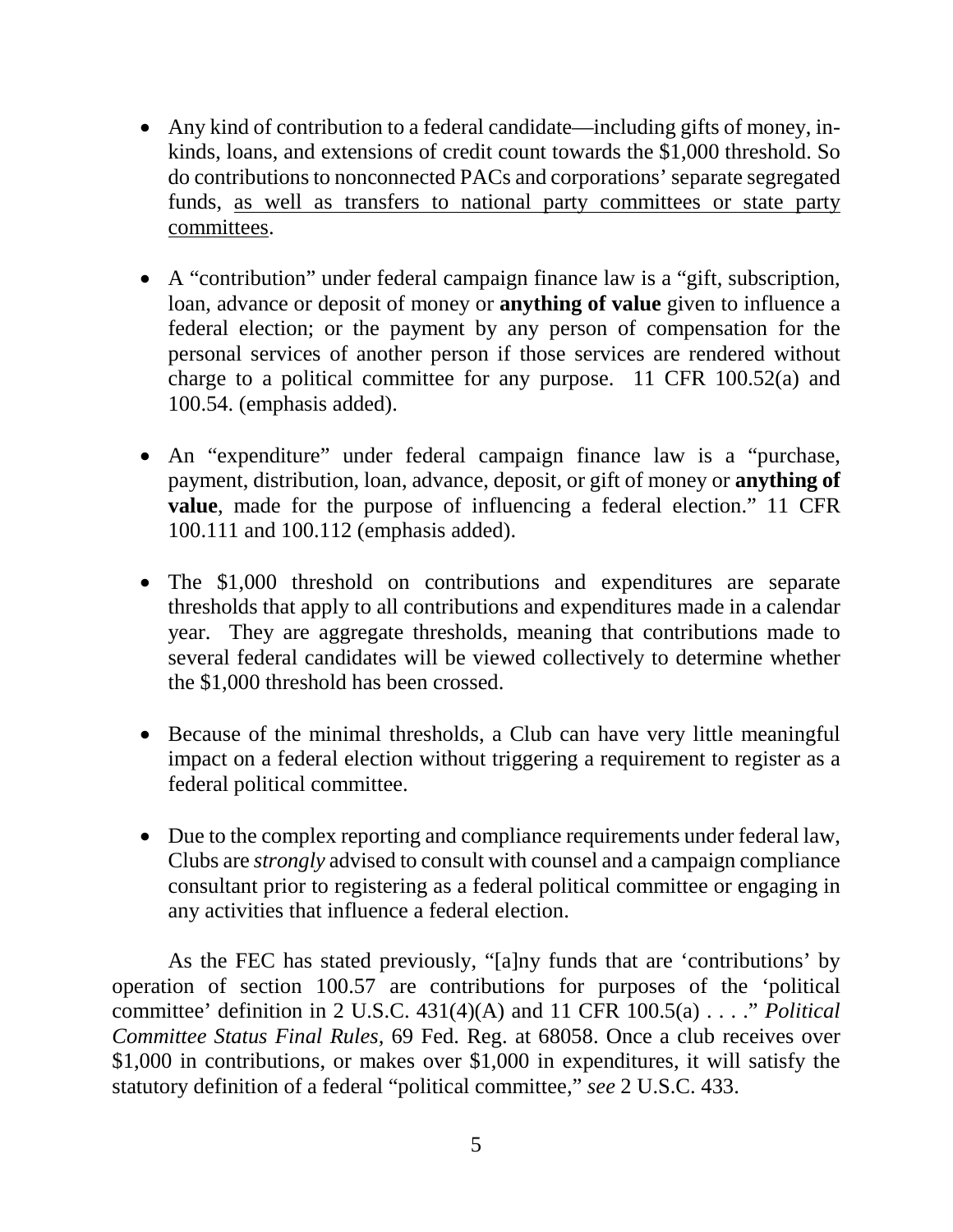- Any kind of contribution to a federal candidate—including gifts of money, in-kinds, loans, and extensions of credit count towards the $1,000 threshold. So do contributions to nonconnected PACs and corporations' separate segregated funds, <u>as well as transfers to national party committees or state party committees</u>.

- A "contribution" under federal campaign finance law is a "gift, subscription, loan, advance or deposit of money or **anything of value** given to influence a federal election; or the payment by any person of compensation for the personal services of another person if those services are rendered without charge to a political committee for any purpose. 11 CFR 100.52(a) and 100.54. (emphasis added).

- An "expenditure" under federal campaign finance law is a "purchase, payment, distribution, loan, advance, deposit, or gift of money or **anything of value**, made for the purpose of influencing a federal election." 11 CFR 100.111 and 100.112 (emphasis added).

- The $1,000 threshold on contributions and expenditures are separate thresholds that apply to all contributions and expenditures made in a calendar year. They are aggregate thresholds, meaning that contributions made to several federal candidates will be viewed collectively to determine whether the $1,000 threshold has been crossed.

- Because of the minimal thresholds, a Club can have very little meaningful impact on a federal election without triggering a requirement to register as a federal political committee.

- Due to the complex reporting and compliance requirements under federal law, Clubs are *strongly* advised to consult with counsel and a campaign compliance consultant prior to registering as a federal political committee or engaging in any activities that influence a federal election.

As the FEC has stated previously, "[a]ny funds that are 'contributions' by operation of section 100.57 are contributions for purposes of the 'political committee' definition in 2 U.S.C. 431(4)(A) and 11 CFR 100.5(a) . . . ." *Political Committee Status Final Rules*, 69 Fed. Reg. at 68058. Once a club receives over $1,000 in contributions, or makes over $1,000 in expenditures, it will satisfy the statutory definition of a federal "political committee," *see* 2 U.S.C. 433.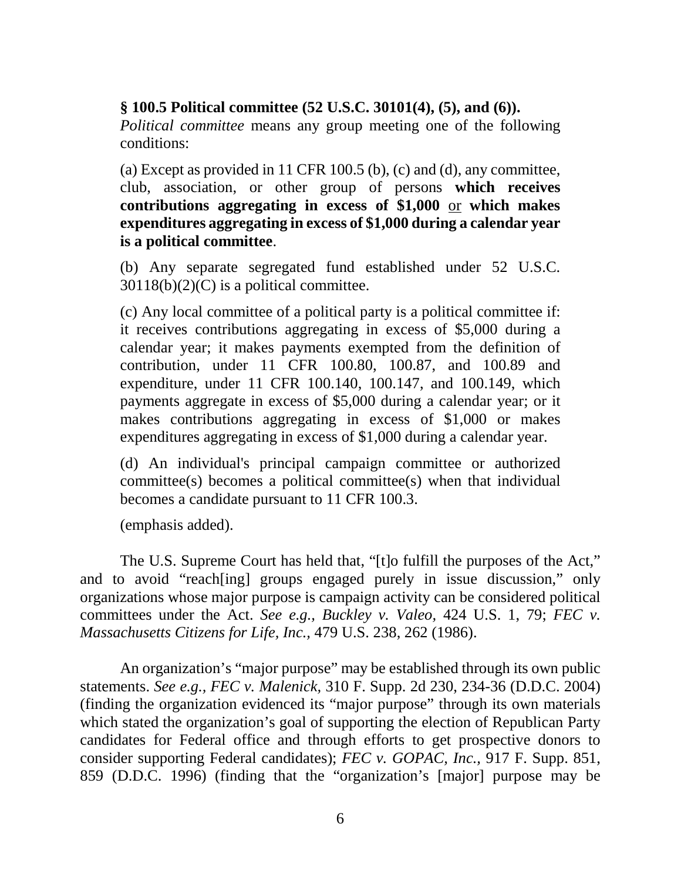**§ 100.5 Political committee (52 U.S.C. 30101(4), (5), and (6)).**
*Political committee* means any group meeting one of the following conditions:

(a) Except as provided in 11 CFR 100.5 (b), (c) and (d), any committee, club, association, or other group of persons **which receives contributions aggregating in excess of $1,000** <u>or</u> **which makes expenditures aggregating in excess of $1,000 during a calendar year is a political committee**.

(b) Any separate segregated fund established under 52 U.S.C. 30118(b)(2)(C) is a political committee.

(c) Any local committee of a political party is a political committee if: it receives contributions aggregating in excess of $5,000 during a calendar year; it makes payments exempted from the definition of contribution, under 11 CFR 100.80, 100.87, and 100.89 and expenditure, under 11 CFR 100.140, 100.147, and 100.149, which payments aggregate in excess of $5,000 during a calendar year; or it makes contributions aggregating in excess of $1,000 or makes expenditures aggregating in excess of $1,000 during a calendar year.

(d) An individual's principal campaign committee or authorized committee(s) becomes a political committee(s) when that individual becomes a candidate pursuant to 11 CFR 100.3.

(emphasis added).

The U.S. Supreme Court has held that, "[t]o fulfill the purposes of the Act," and to avoid "reach[ing] groups engaged purely in issue discussion," only organizations whose major purpose is campaign activity can be considered political committees under the Act. *See e.g., Buckley v. Valeo,* 424 U.S. 1, 79; *FEC v. Massachusetts Citizens for Life, Inc.,* 479 U.S. 238, 262 (1986).

An organization's "major purpose" may be established through its own public statements. *See e.g., FEC v. Malenick,* 310 F. Supp. 2d 230, 234-36 (D.D.C. 2004) (finding the organization evidenced its "major purpose" through its own materials which stated the organization's goal of supporting the election of Republican Party candidates for Federal office and through efforts to get prospective donors to consider supporting Federal candidates); *FEC v. GOPAC, Inc.,* 917 F. Supp. 851, 859 (D.D.C. 1996) (finding that the "organization's [major] purpose may be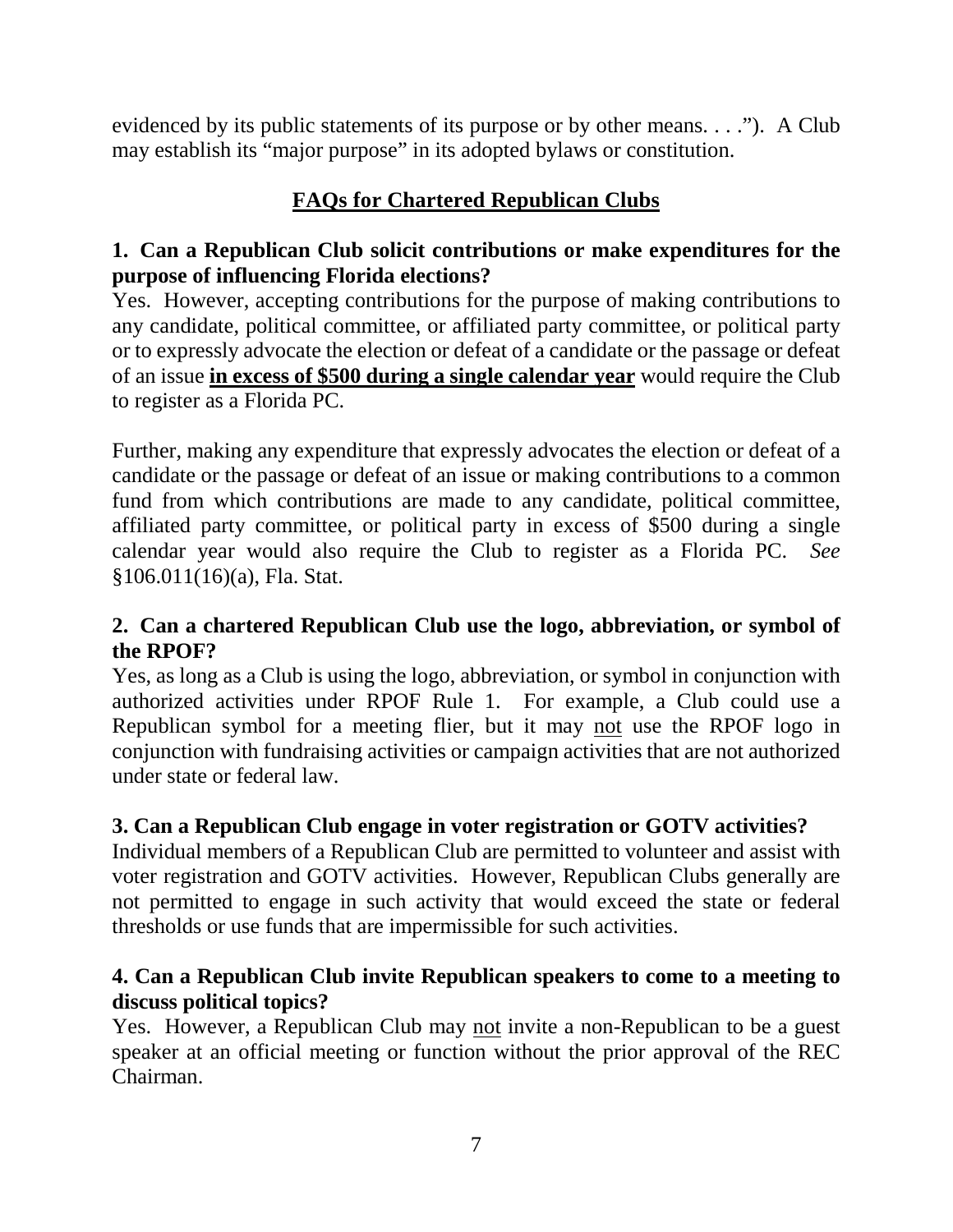evidenced by its public statements of its purpose or by other means. . . ."). A Club may establish its "major purpose" in its adopted bylaws or constitution.

## FAQs for Chartered Republican Clubs

**1. Can a Republican Club solicit contributions or make expenditures for the purpose of influencing Florida elections?**

Yes. However, accepting contributions for the purpose of making contributions to any candidate, political committee, or affiliated party committee, or political party or to expressly advocate the election or defeat of a candidate or the passage or defeat of an issue **in excess of $500 during a single calendar year** would require the Club to register as a Florida PC.

Further, making any expenditure that expressly advocates the election or defeat of a candidate or the passage or defeat of an issue or making contributions to a common fund from which contributions are made to any candidate, political committee, affiliated party committee, or political party in excess of $500 during a single calendar year would also require the Club to register as a Florida PC. *See* §106.011(16)(a), Fla. Stat.

**2. Can a chartered Republican Club use the logo, abbreviation, or symbol of the RPOF?**

Yes, as long as a Club is using the logo, abbreviation, or symbol in conjunction with authorized activities under RPOF Rule 1. For example, a Club could use a Republican symbol for a meeting flier, but it may not use the RPOF logo in conjunction with fundraising activities or campaign activities that are not authorized under state or federal law.

**3. Can a Republican Club engage in voter registration or GOTV activities?**

Individual members of a Republican Club are permitted to volunteer and assist with voter registration and GOTV activities. However, Republican Clubs generally are not permitted to engage in such activity that would exceed the state or federal thresholds or use funds that are impermissible for such activities.

**4. Can a Republican Club invite Republican speakers to come to a meeting to discuss political topics?**

Yes. However, a Republican Club may not invite a non-Republican to be a guest speaker at an official meeting or function without the prior approval of the REC Chairman.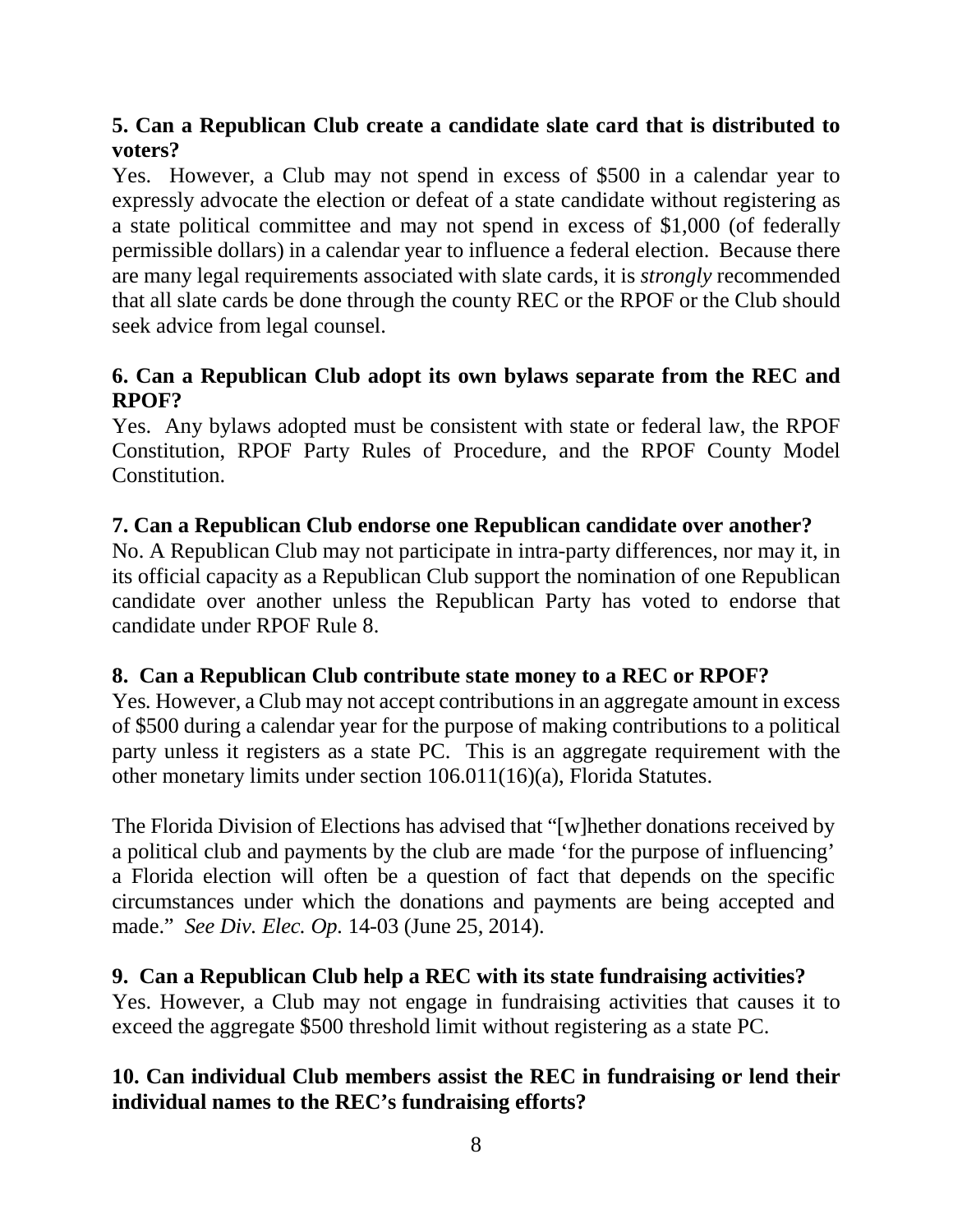**5. Can a Republican Club create a candidate slate card that is distributed to voters?**

Yes. However, a Club may not spend in excess of $500 in a calendar year to expressly advocate the election or defeat of a state candidate without registering as a state political committee and may not spend in excess of $1,000 (of federally permissible dollars) in a calendar year to influence a federal election. Because there are many legal requirements associated with slate cards, it is *strongly* recommended that all slate cards be done through the county REC or the RPOF or the Club should seek advice from legal counsel.

**6. Can a Republican Club adopt its own bylaws separate from the REC and RPOF?**

Yes. Any bylaws adopted must be consistent with state or federal law, the RPOF Constitution, RPOF Party Rules of Procedure, and the RPOF County Model Constitution.

**7. Can a Republican Club endorse one Republican candidate over another?**

No. A Republican Club may not participate in intra-party differences, nor may it, in its official capacity as a Republican Club support the nomination of one Republican candidate over another unless the Republican Party has voted to endorse that candidate under RPOF Rule 8.

**8. Can a Republican Club contribute state money to a REC or RPOF?**

Yes. However, a Club may not accept contributions in an aggregate amount in excess of $500 during a calendar year for the purpose of making contributions to a political party unless it registers as a state PC. This is an aggregate requirement with the other monetary limits under section 106.011(16)(a), Florida Statutes.

The Florida Division of Elections has advised that "[w]hether donations received by a political club and payments by the club are made 'for the purpose of influencing' a Florida election will often be a question of fact that depends on the specific circumstances under which the donations and payments are being accepted and made." *See Div. Elec. Op.* 14-03 (June 25, 2014).

**9. Can a Republican Club help a REC with its state fundraising activities?**

Yes. However, a Club may not engage in fundraising activities that causes it to exceed the aggregate $500 threshold limit without registering as a state PC.

**10. Can individual Club members assist the REC in fundraising or lend their individual names to the REC's fundraising efforts?**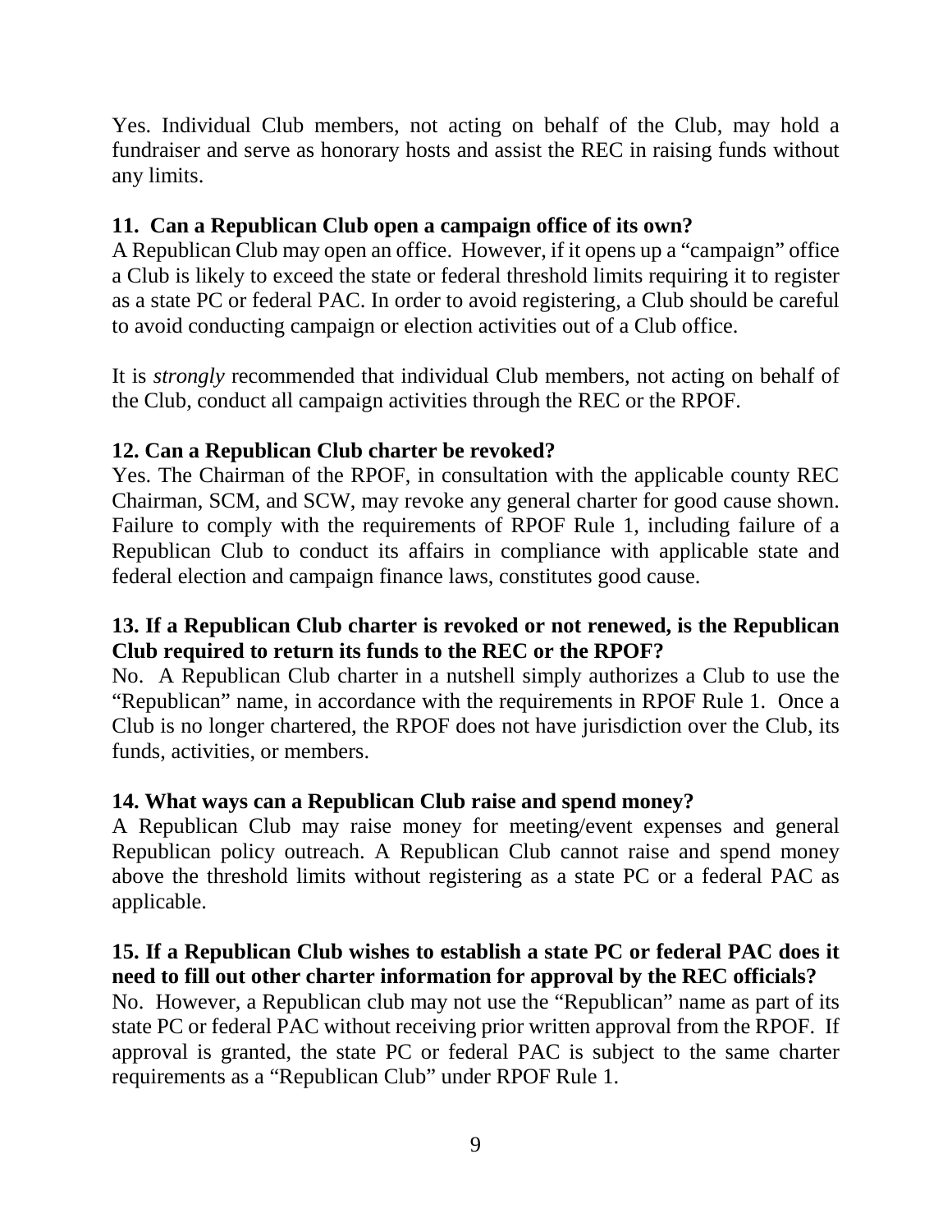Yes. Individual Club members, not acting on behalf of the Club, may hold a fundraiser and serve as honorary hosts and assist the REC in raising funds without any limits.

**11. Can a Republican Club open a campaign office of its own?**

A Republican Club may open an office. However, if it opens up a "campaign" office a Club is likely to exceed the state or federal threshold limits requiring it to register as a state PC or federal PAC. In order to avoid registering, a Club should be careful to avoid conducting campaign or election activities out of a Club office.

It is *strongly* recommended that individual Club members, not acting on behalf of the Club, conduct all campaign activities through the REC or the RPOF.

**12. Can a Republican Club charter be revoked?**

Yes. The Chairman of the RPOF, in consultation with the applicable county REC Chairman, SCM, and SCW, may revoke any general charter for good cause shown. Failure to comply with the requirements of RPOF Rule 1, including failure of a Republican Club to conduct its affairs in compliance with applicable state and federal election and campaign finance laws, constitutes good cause.

**13. If a Republican Club charter is revoked or not renewed, is the Republican Club required to return its funds to the REC or the RPOF?**

No. A Republican Club charter in a nutshell simply authorizes a Club to use the "Republican" name, in accordance with the requirements in RPOF Rule 1. Once a Club is no longer chartered, the RPOF does not have jurisdiction over the Club, its funds, activities, or members.

**14. What ways can a Republican Club raise and spend money?**

A Republican Club may raise money for meeting/event expenses and general Republican policy outreach. A Republican Club cannot raise and spend money above the threshold limits without registering as a state PC or a federal PAC as applicable.

**15. If a Republican Club wishes to establish a state PC or federal PAC does it need to fill out other charter information for approval by the REC officials?**

No. However, a Republican club may not use the "Republican" name as part of its state PC or federal PAC without receiving prior written approval from the RPOF. If approval is granted, the state PC or federal PAC is subject to the same charter requirements as a "Republican Club" under RPOF Rule 1.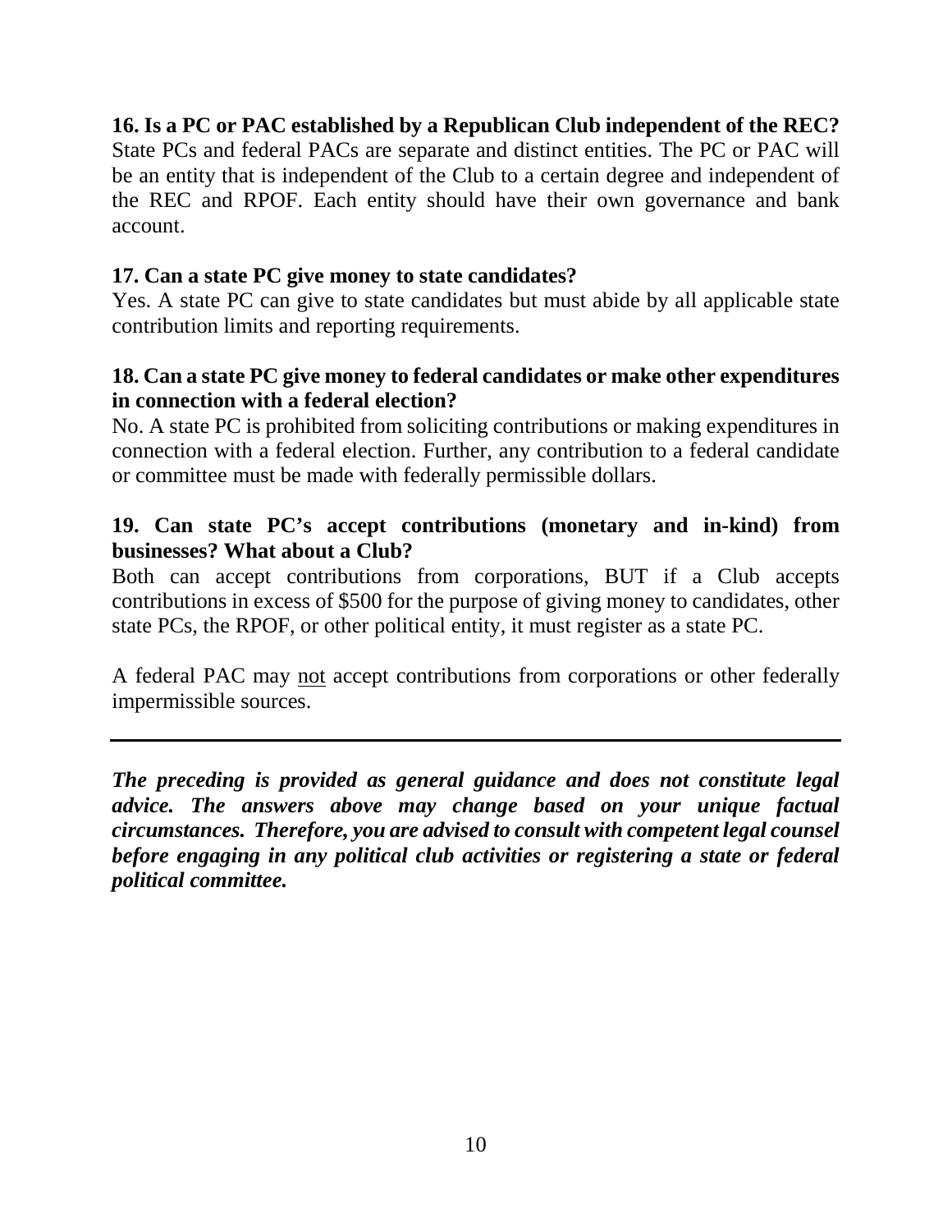**16. Is a PC or PAC established by a Republican Club independent of the REC?**
State PCs and federal PACs are separate and distinct entities. The PC or PAC will be an entity that is independent of the Club to a certain degree and independent of the REC and RPOF. Each entity should have their own governance and bank account.

**17. Can a state PC give money to state candidates?**
Yes. A state PC can give to state candidates but must abide by all applicable state contribution limits and reporting requirements.

**18. Can a state PC give money to federal candidates or make other expenditures in connection with a federal election?**
No. A state PC is prohibited from soliciting contributions or making expenditures in connection with a federal election. Further, any contribution to a federal candidate or committee must be made with federally permissible dollars.

**19. Can state PC's accept contributions (monetary and in-kind) from businesses? What about a Club?**
Both can accept contributions from corporations, BUT if a Club accepts contributions in excess of $500 for the purpose of giving money to candidates, other state PCs, the RPOF, or other political entity, it must register as a state PC.

A federal PAC may <u>not</u> accept contributions from corporations or other federally impermissible sources.

---

***The preceding is provided as general guidance and does not constitute legal advice. The answers above may change based on your unique factual circumstances. Therefore, you are advised to consult with competent legal counsel before engaging in any political club activities or registering a state or federal political committee.***